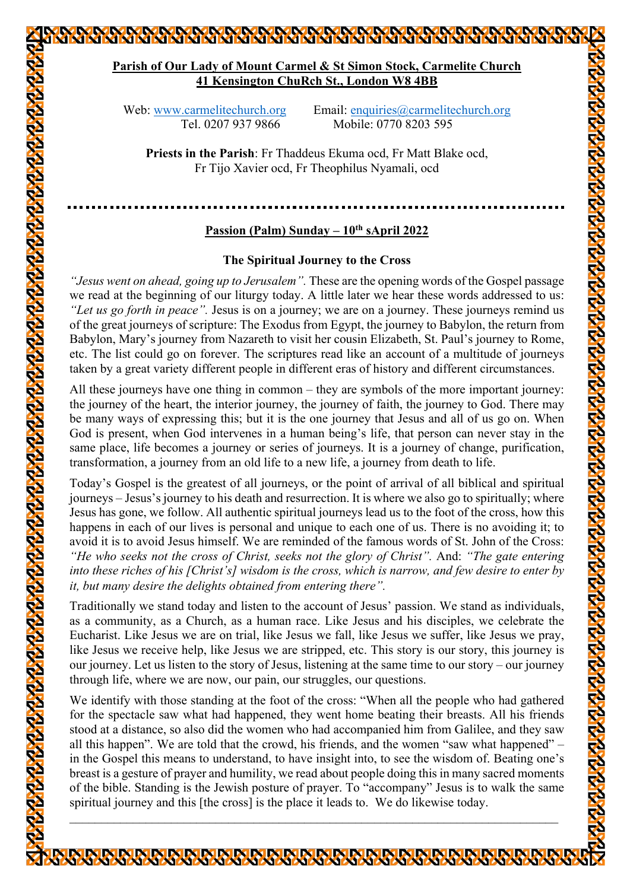**Parish of Our Lady of Mount Carmel & St Simon Stock, Carmelite Church**
**41 Kensington ChuRch St., London W8 4BB**

Web: www.carmelitechurch.org Email: enquiries@carmelitechurch.org
Tel. 0207 937 9866 Mobile: 0770 8203 595

**Priests in the Parish**: Fr Thaddeus Ekuma ocd, Fr Matt Blake ocd, Fr Tijo Xavier ocd, Fr Theophilus Nyamali, ocd

---

## Passion (Palm) Sunday – 10th sApril 2022

### The Spiritual Journey to the Cross

*"Jesus went on ahead, going up to Jerusalem".* These are the opening words of the Gospel passage we read at the beginning of our liturgy today. A little later we hear these words addressed to us: *"Let us go forth in peace".* Jesus is on a journey; we are on a journey. These journeys remind us of the great journeys of scripture: The Exodus from Egypt, the journey to Babylon, the return from Babylon, Mary's journey from Nazareth to visit her cousin Elizabeth, St. Paul's journey to Rome, etc. The list could go on forever. The scriptures read like an account of a multitude of journeys taken by a great variety different people in different eras of history and different circumstances.

All these journeys have one thing in common – they are symbols of the more important journey: the journey of the heart, the interior journey, the journey of faith, the journey to God. There may be many ways of expressing this; but it is the one journey that Jesus and all of us go on. When God is present, when God intervenes in a human being's life, that person can never stay in the same place, life becomes a journey or series of journeys. It is a journey of change, purification, transformation, a journey from an old life to a new life, a journey from death to life.

Today's Gospel is the greatest of all journeys, or the point of arrival of all biblical and spiritual journeys – Jesus's journey to his death and resurrection. It is where we also go to spiritually; where Jesus has gone, we follow. All authentic spiritual journeys lead us to the foot of the cross, how this happens in each of our lives is personal and unique to each one of us. There is no avoiding it; to avoid it is to avoid Jesus himself. We are reminded of the famous words of St. John of the Cross: *"He who seeks not the cross of Christ, seeks not the glory of Christ".* And: *"The gate entering into these riches of his [Christ's] wisdom is the cross, which is narrow, and few desire to enter by it, but many desire the delights obtained from entering there".*

Traditionally we stand today and listen to the account of Jesus' passion. We stand as individuals, as a community, as a Church, as a human race. Like Jesus and his disciples, we celebrate the Eucharist. Like Jesus we are on trial, like Jesus we fall, like Jesus we suffer, like Jesus we pray, like Jesus we receive help, like Jesus we are stripped, etc. This story is our story, this journey is our journey. Let us listen to the story of Jesus, listening at the same time to our story – our journey through life, where we are now, our pain, our struggles, our questions.

We identify with those standing at the foot of the cross: "When all the people who had gathered for the spectacle saw what had happened, they went home beating their breasts. All his friends stood at a distance, so also did the women who had accompanied him from Galilee, and they saw all this happen". We are told that the crowd, his friends, and the women "saw what happened" – in the Gospel this means to understand, to have insight into, to see the wisdom of. Beating one's breast is a gesture of prayer and humility, we read about people doing this in many sacred moments of the bible. Standing is the Jewish posture of prayer. To "accompany" Jesus is to walk the same spiritual journey and this [the cross] is the place it leads to. We do likewise today.

---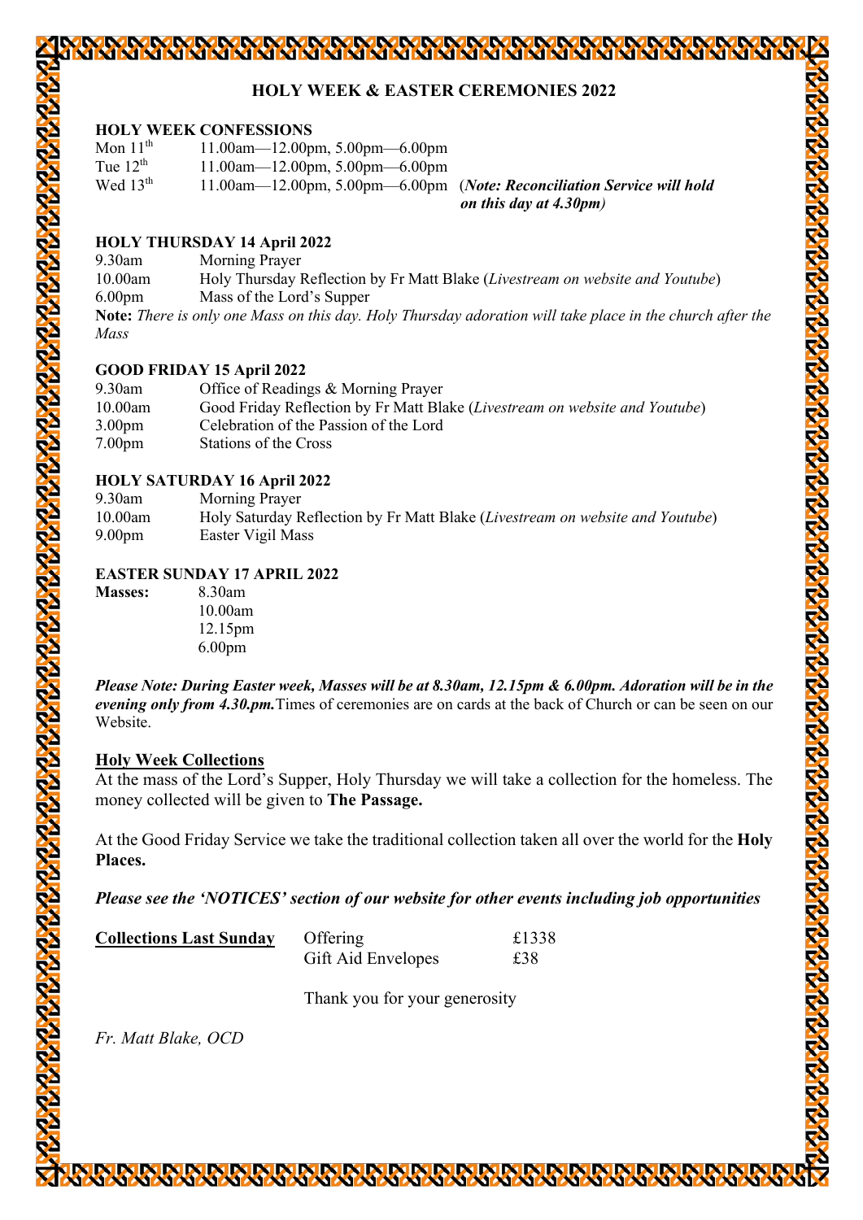## HOLY WEEK & EASTER CEREMONIES 2022

### HOLY WEEK CONFESSIONS

| | | |
|---|---|---|
| Mon 11th | 11.00am—12.00pm, 5.00pm—6.00pm | |
| Tue 12th | 11.00am—12.00pm, 5.00pm—6.00pm | |
| Wed 13th | 11.00am—12.00pm, 5.00pm—6.00pm | (***Note: Reconciliation Service will hold on this day at 4.30pm***) |

### HOLY THURSDAY 14 April 2022

| | |
|---|---|
| 9.30am | Morning Prayer |
| 10.00am | Holy Thursday Reflection by Fr Matt Blake (*Livestream on website and Youtube*) |
| 6.00pm | Mass of the Lord's Supper |

**Note:** *There is only one Mass on this day. Holy Thursday adoration will take place in the church after the Mass*

### GOOD FRIDAY 15 April 2022

| | |
|---|---|
| 9.30am | Office of Readings & Morning Prayer |
| 10.00am | Good Friday Reflection by Fr Matt Blake (*Livestream on website and Youtube*) |
| 3.00pm | Celebration of the Passion of the Lord |
| 7.00pm | Stations of the Cross |

### HOLY SATURDAY 16 April 2022

| | |
|---|---|
| 9.30am | Morning Prayer |
| 10.00am | Holy Saturday Reflection by Fr Matt Blake (*Livestream on website and Youtube*) |
| 9.00pm | Easter Vigil Mass |

### EASTER SUNDAY 17 APRIL 2022

**Masses:**
8.30am
10.00am
12.15pm
6.00pm

***Please Note: During Easter week, Masses will be at 8.30am, 12.15pm & 6.00pm. Adoration will be in the evening only from 4.30.pm.*** Times of ceremonies are on cards at the back of Church or can be seen on our Website.

**Holy Week Collections**

At the mass of the Lord's Supper, Holy Thursday we will take a collection for the homeless. The money collected will be given to **The Passage.**

At the Good Friday Service we take the traditional collection taken all over the world for the **Holy Places.**

***Please see the 'NOTICES' section of our website for other events including job opportunities***

| **Collections Last Sunday** | | |
|---|---|---|
| | Offering | £1338 |
| | Gift Aid Envelopes | £38 |

Thank you for your generosity

*Fr. Matt Blake, OCD*